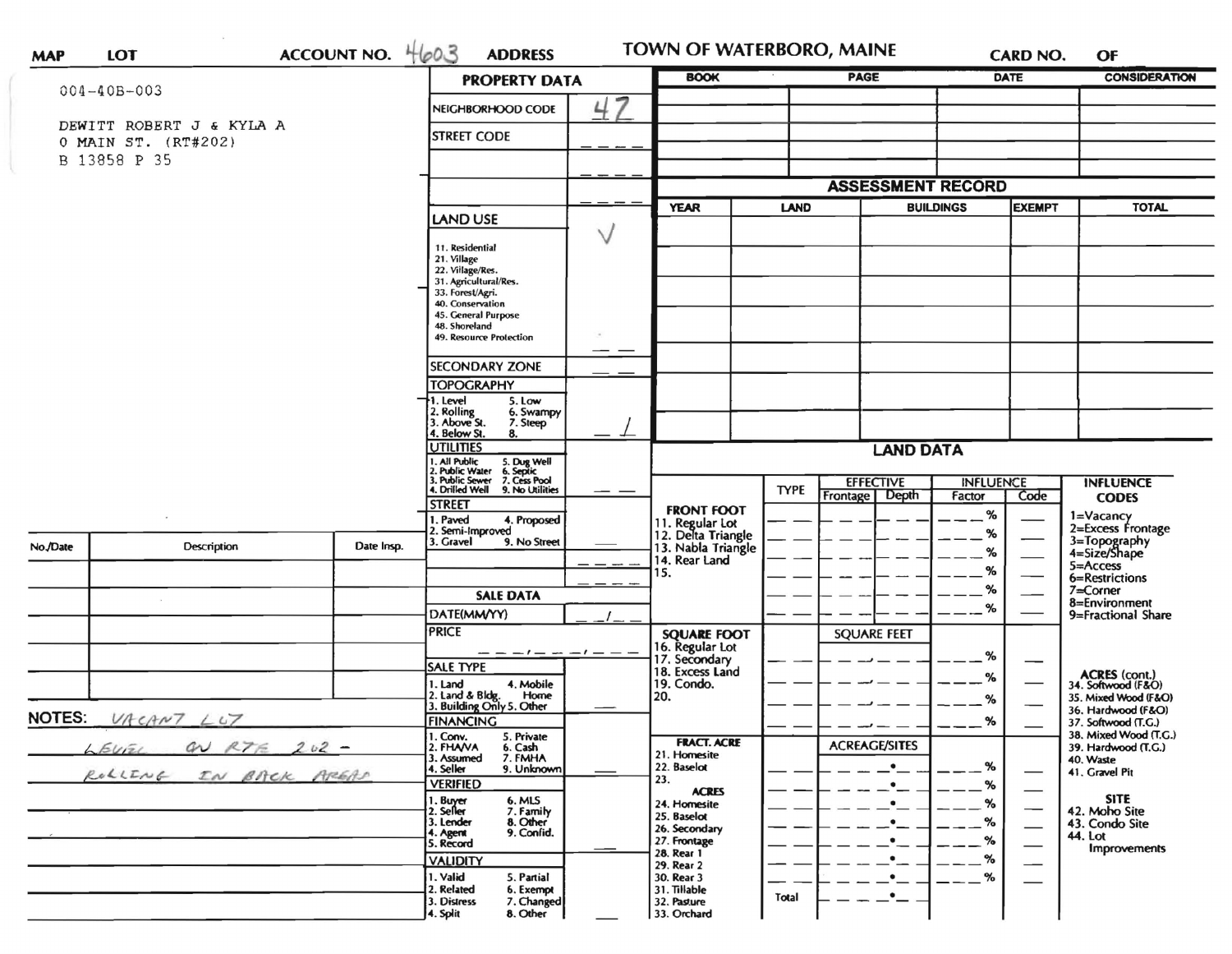**MAP** **LOT** **ACCOUNT NO.** 4603 **ADDRESS** **TOWN OF WATERBORO, MAINE** **CARD NO.** **OF**

004-40B-003

DEWITT ROBERT J & KYLA A
0 MAIN ST. (RT#202)
B 13858 P 35

## PROPERTY DATA

| | |
|---|---|
| NEIGHBORHOOD CODE | 47 |
| STREET CODE | |
| | |
| | |
| **LAND USE** | ✓ |
| 11. Residential<br>21. Village<br>22. Village/Res.<br>31. Agricultural/Res.<br>33. Forest/Agri.<br>40. Conservation<br>45. General Purpose<br>48. Shoreland<br>49. Resource Protection | |
| SECONDARY ZONE | |
| **TOPOGRAPHY**<br>1. Level 5. Low<br>2. Rolling 6. Swampy<br>3. Above St. 7. Steep<br>4. Below St. 8. | 1 |
| **UTILITIES**<br>1. All Public 5. Dug Well<br>2. Public Water 6. Septic<br>3. Public Sewer 7. Cess Pool<br>4. Drilled Well 9. No Utilities | |
| **STREET**<br>1. Paved 4. Proposed<br>2. Semi-Improved<br>3. Gravel 9. No Street | |

## SALE DATA

| | |
|---|---|
| DATE(MM/YY) | |
| PRICE | |
| **SALE TYPE**<br>1. Land 4. Mobile Home<br>2. Land & Bldg.<br>3. Building Only 5. Other | |
| **FINANCING**<br>1. Conv. 5. Private<br>2. FHA/VA 6. Cash<br>3. Assumed 7. FMHA<br>4. Seller 9. Unknown | |
| **VERIFIED**<br>1. Buyer 6. MLS<br>2. Seller 7. Family<br>3. Lender 8. Other<br>4. Agent 9. Confid.<br>5. Record | |
| **VALIDITY**<br>1. Valid 5. Partial<br>2. Related 6. Exempt<br>3. Distress 7. Changed<br>4. Split 8. Other | |

| BOOK | PAGE | DATE | CONSIDERATION |
|---|---|---|---|
| | | | |

## ASSESSMENT RECORD

| YEAR | LAND | BUILDINGS | EXEMPT | TOTAL |
|---|---|---|---|---|
| | | | | |

## LAND DATA

| | TYPE | EFFECTIVE Frontage | EFFECTIVE Depth | INFLUENCE Factor | INFLUENCE Code |
|---|---|---|---|---|---|
| **FRONT FOOT**<br>11. Regular Lot<br>12. Delta Triangle<br>13. Nabla Triangle<br>14. Rear Land<br>15. | | | | % | |
| **SQUARE FOOT**<br>16. Regular Lot<br>17. Secondary<br>18. Excess Land<br>19. Condo.<br>20. | | SQUARE FEET | | % | |
| **FRACT. ACRE**<br>21. Homesite<br>22. Baselot<br>23.<br>**ACRES**<br>24. Homesite<br>25. Baselot<br>26. Secondary<br>27. Frontage<br>28. Rear 1<br>29. Rear 2<br>30. Rear 3<br>31. Tillable<br>32. Pasture<br>33. Orchard | Total | ACREAGE/SITES | | % | |

**INFLUENCE CODES**
1=Vacancy
2=Excess Frontage
3=Topography
4=Size/Shape
5=Access
6=Restrictions
7=Corner
8=Environment
9=Fractional Share

**ACRES (cont.)**
34. Softwood (F&O)
35. Mixed Wood (F&O)
36. Hardwood (F&O)
37. Softwood (T.G.)
38. Mixed Wood (T.G.)
39. Hardwood (T.G.)
40. Waste
41. Gravel Pit

**SITE**
42. Moho Site
43. Condo Site
44. Lot Improvements

| No./Date | Description | Date Insp. |
|---|---|---|
| | | |

**NOTES:** VACANT LOT
LEVEL ON RTE 202 -
ROLLING IN BACK AREAS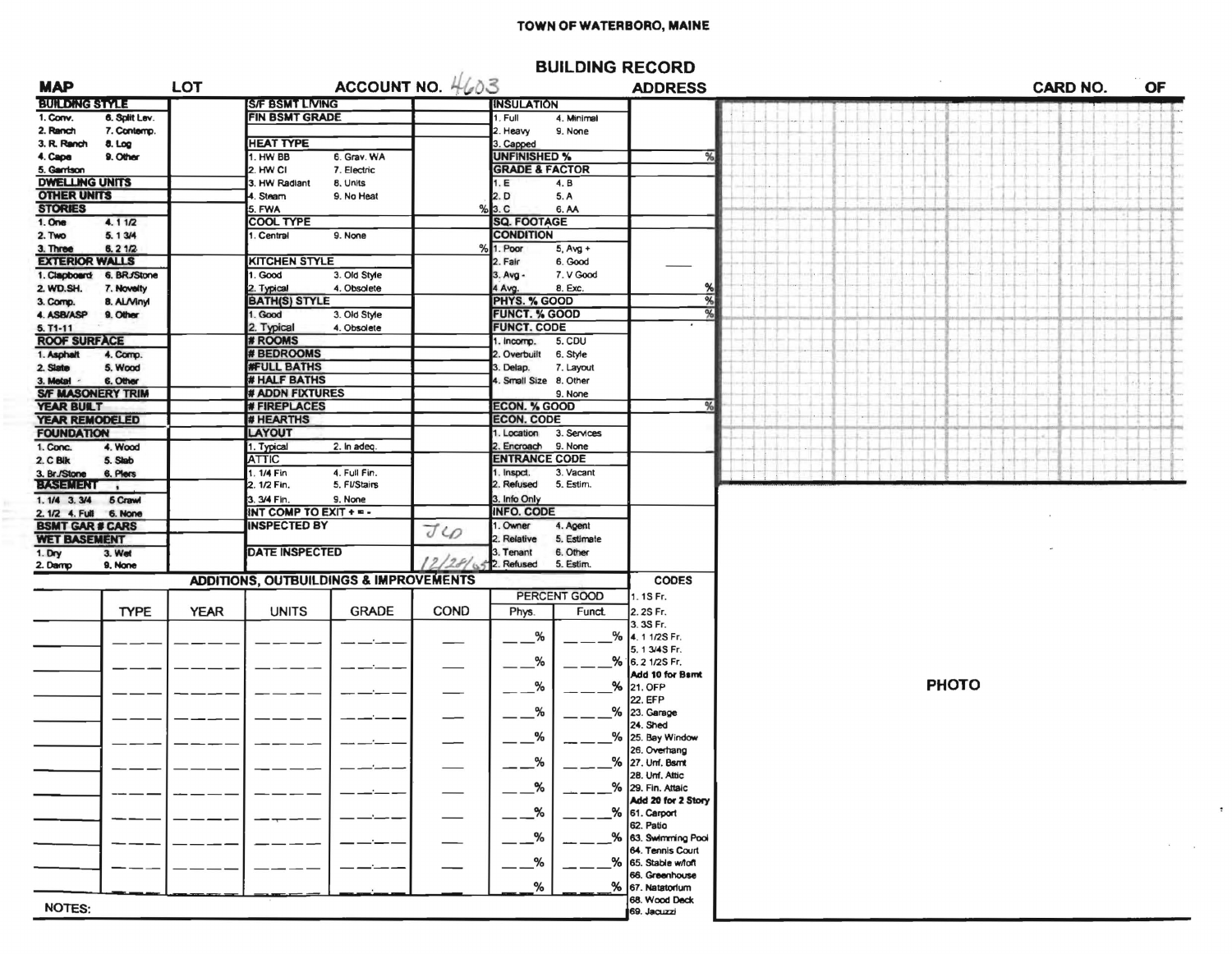**TOWN OF WATERBORO, MAINE**

## BUILDING RECORD

**MAP** | **LOT** | **ACCOUNT NO.** 4603 | **ADDRESS** | **CARD NO.** | **OF**

| | | | | | |
|---|---|---|---|---|---|
| **BUILDING STYLE**<br>1. Conv. 6. Split Lev.<br>2. Ranch 7. Contemp.<br>3. R. Ranch 8. Log<br>4. Cape 9. Other<br>5. Garrison | | **S/F BSMT LIVING** | | **INSULATION**<br>1. Full 4. Minimal<br>2. Heavy 9. None<br>3. Capped | |
| | | **FIN BSMT GRADE** | | | |
| | | **HEAT TYPE**<br>1. HW BB 6. Grav. WA<br>2. HW CI 7. Electric<br>3. HW Radiant 8. Units<br>4. Steam 9. No Heat<br>5. FWA | % | **UNFINISHED %** | % |
| | | | | **GRADE & FACTOR**<br>1. E 4. B<br>2. D 5. A<br>3. C 6. AA | |
| **DWELLING UNITS** | | | | | |
| **OTHER UNITS** | | | | | |
| **STORIES**<br>1. One 4. 1 1/2<br>2. Two 5. 1 3/4<br>3. Three 6. 2 1/2 | | **COOL TYPE**<br>1. Central 9. None | % | **SQ. FOOTAGE** | |
| | | | | **CONDITION**<br>1. Poor 5. Avg +<br>2. Fair 6. Good<br>3. Avg - 7. V Good<br>4 Avg. 8. Exc. | |
| **EXTERIOR WALLS**<br>1. Clapboard 6. BR./Stone<br>2. WD.SH. 7. Novelty<br>3. Comp. 8. AL/Vinyl<br>4. ASB/ASP 9. Other<br>5. T1-11 | | **KITCHEN STYLE**<br>1. Good 3. Old Style<br>2. Typical 4. Obsolete | | | % |
| | | **BATH(S) STYLE**<br>1. Good 3. Old Style<br>2. Typical 4. Obsolete | | **PHYS. % GOOD** | % |
| | | | | **FUNCT. % GOOD** | % |
| | | | | **FUNCT. CODE**<br>1. Incomp. 5. CDU<br>2. Overbuilt 6. Style<br>3. Delap. 7. Layout<br>4. Small Size 8. Other<br>9. None | |
| **ROOF SURFACE**<br>1. Asphalt 4. Comp.<br>2. Slate 5. Wood<br>3. Metal 6. Other | | **# ROOMS** | | | |
| | | **# BEDROOMS** | | | |
| | | **#FULL BATHS** | | | |
| | | **# HALF BATHS** | | | |
| **S/F MASONERY TRIM** | | **# ADDN FIXTURES** | | | |
| **YEAR BUILT** | | **# FIREPLACES** | | **ECON. % GOOD** | % |
| **YEAR REMODELED** | | **# HEARTHS** | | **ECON. CODE**<br>1. Location 3. Services<br>2. Encroach 9. None | |
| **FOUNDATION**<br>1. Conc. 4. Wood<br>2. C Blk 5. Slab<br>3. Br./Stone 6. Piers | | **LAYOUT**<br>1. Typical 2. In adeq. | | | |
| | | **ATTIC**<br>1. 1/4 Fin 4. Full Fin.<br>2. 1/2 Fin. 5. Fl/Stairs<br>3. 3/4 Fin. 9. None | | **ENTRANCE CODE**<br>1. Inspct. 3. Vacant<br>2. Refused 5. Estim.<br>3. Info Only | |
| **BASEMENT**<br>1. 1/4 3. 3/4 5 Crawl<br>2. 1/2 4. Full 6. None | | **INT COMP TO EXIT + = -** | | **INFO. CODE**<br>1. Owner 4. Agent<br>2. Relative 5. Estimate<br>3. Tenant 6. Other<br>2. Refused 5. Estim. | |
| **BSMT GAR # CARS** | | **INSPECTED BY** | JCD | | |
| **WET BASEMENT**<br>1. Dry 3. Wet<br>2. Damp 9. None | | **DATE INSPECTED** | 12/28/05 | | |

### ADDITIONS, OUTBUILDINGS & IMPROVEMENTS

| | TYPE | YEAR | UNITS | GRADE | COND | PERCENT GOOD Phys. | PERCENT GOOD Funct. |
|---|---|---|---|---|---|---|---|
| | | | | | | % | % |
| | | | | | | % | % |
| | | | | | | % | % |
| | | | | | | % | % |
| | | | | | | % | % |
| | | | | | | % | % |
| | | | | | | % | % |
| | | | | | | % | % |
| | | | | | | % | % |
| | | | | | | % | % |
| | | | | | | % | % |

**CODES**
1. 1S Fr.
2. 2S Fr.
3. 3S Fr.
4. 1 1/2S Fr.
5. 1 3/4S Fr.
6. 2 1/2S Fr.

**Add 10 for Bsmt**
21. OFP
22. EFP
23. Garage
24. Shed
25. Bay Window
26. Overhang
27. Unf. Bsmt
28. Unf. Attic
29. Fin. Attaic

**Add 20 for 2 Story**
61. Carport
62. Patio
63. Swimming Pool
64. Tennis Court
65. Stable w/loft
66. Greenhouse
67. Natatorium
68. Wood Deck
69. Jacuzzi

NOTES:

PHOTO